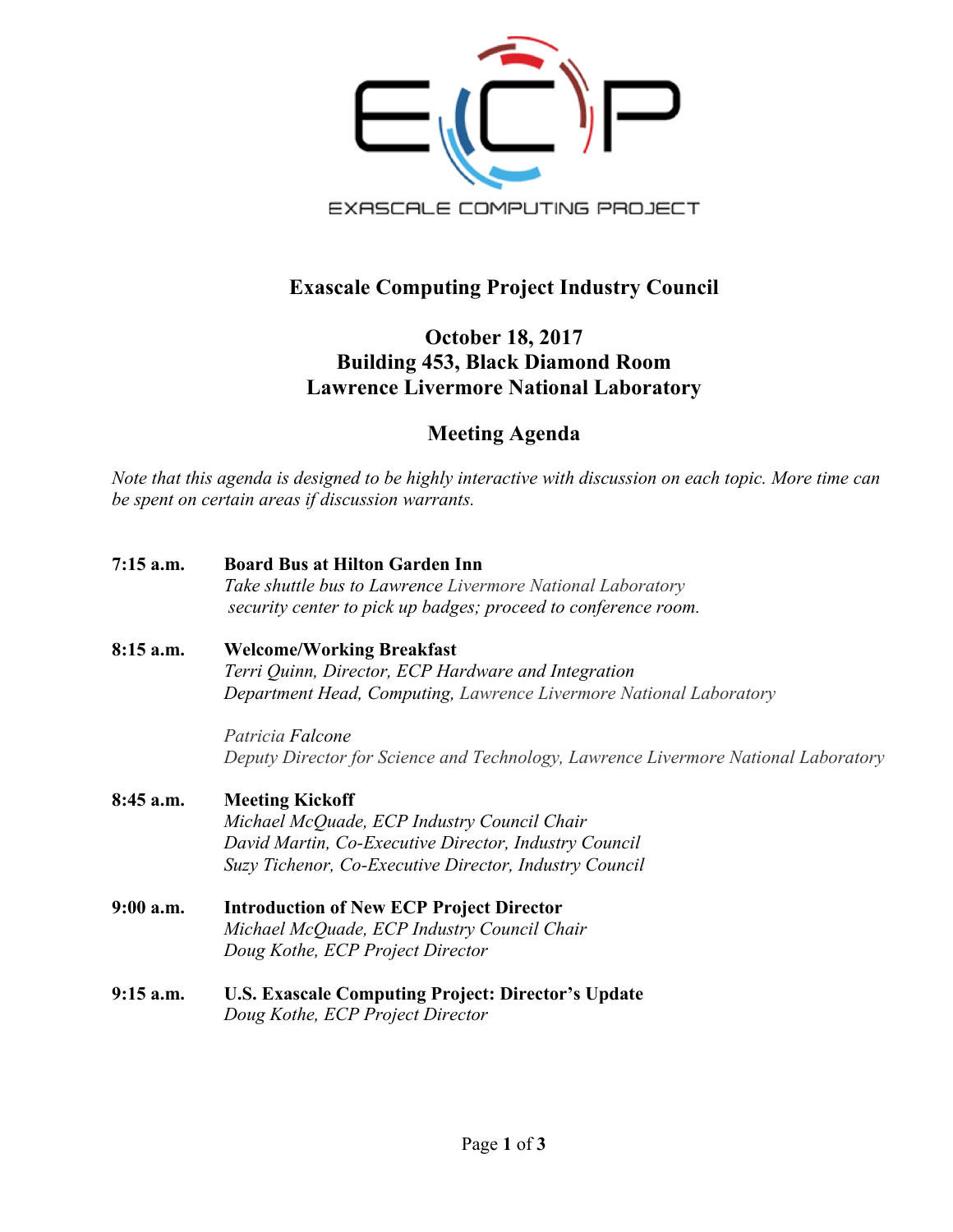EXASCALE COMPUTING PROJECT

## Exascale Computing Project Industry Council

### October 18, 2017
### Building 453, Black Diamond Room
### Lawrence Livermore National Laboratory

### Meeting Agenda

*Note that this agenda is designed to be highly interactive with discussion on each topic. More time can be spent on certain areas if discussion warrants.*

**7:15 a.m.** **Board Bus at Hilton Garden Inn**
*Take shuttle bus to Lawrence Livermore National Laboratory security center to pick up badges; proceed to conference room.*

**8:15 a.m.** **Welcome/Working Breakfast**
*Terri Quinn, Director, ECP Hardware and Integration*
*Department Head, Computing, Lawrence Livermore National Laboratory*

*Patricia Falcone*
*Deputy Director for Science and Technology, Lawrence Livermore National Laboratory*

**8:45 a.m.** **Meeting Kickoff**
*Michael McQuade, ECP Industry Council Chair*
*David Martin, Co-Executive Director, Industry Council*
*Suzy Tichenor, Co-Executive Director, Industry Council*

**9:00 a.m.** **Introduction of New ECP Project Director**
*Michael McQuade, ECP Industry Council Chair*
*Doug Kothe, ECP Project Director*

**9:15 a.m.** **U.S. Exascale Computing Project: Director's Update**
*Doug Kothe, ECP Project Director*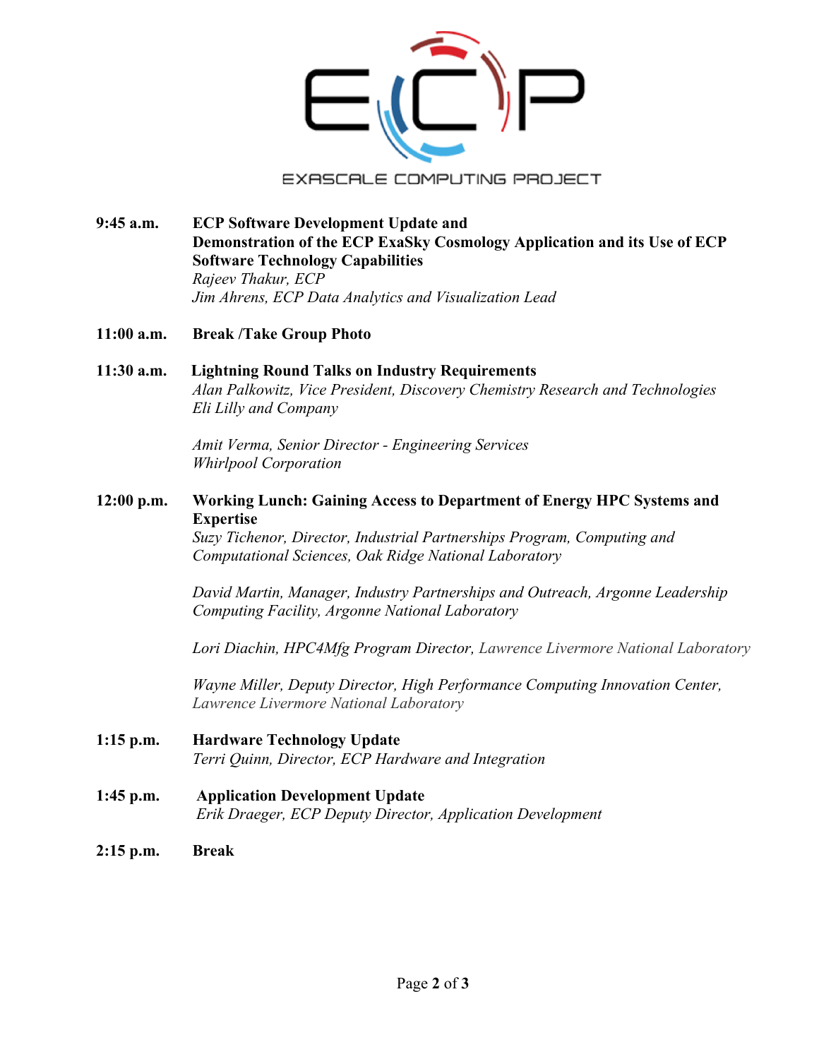**9:45 a.m.** **ECP Software Development Update and Demonstration of the ECP ExaSky Cosmology Application and its Use of ECP Software Technology Capabilities**
*Rajeev Thakur, ECP*
*Jim Ahrens, ECP Data Analytics and Visualization Lead*

**11:00 a.m.** **Break /Take Group Photo**

**11:30 a.m.** **Lightning Round Talks on Industry Requirements**
*Alan Palkowitz, Vice President, Discovery Chemistry Research and Technologies Eli Lilly and Company*

*Amit Verma, Senior Director - Engineering Services Whirlpool Corporation*

**12:00 p.m.** **Working Lunch: Gaining Access to Department of Energy HPC Systems and Expertise**
*Suzy Tichenor, Director, Industrial Partnerships Program, Computing and Computational Sciences, Oak Ridge National Laboratory*

*David Martin, Manager, Industry Partnerships and Outreach, Argonne Leadership Computing Facility, Argonne National Laboratory*

*Lori Diachin, HPC4Mfg Program Director, Lawrence Livermore National Laboratory*

*Wayne Miller, Deputy Director, High Performance Computing Innovation Center, Lawrence Livermore National Laboratory*

**1:15 p.m.** **Hardware Technology Update**
*Terri Quinn, Director, ECP Hardware and Integration*

**1:45 p.m.** **Application Development Update**
*Erik Draeger, ECP Deputy Director, Application Development*

**2:15 p.m.** **Break**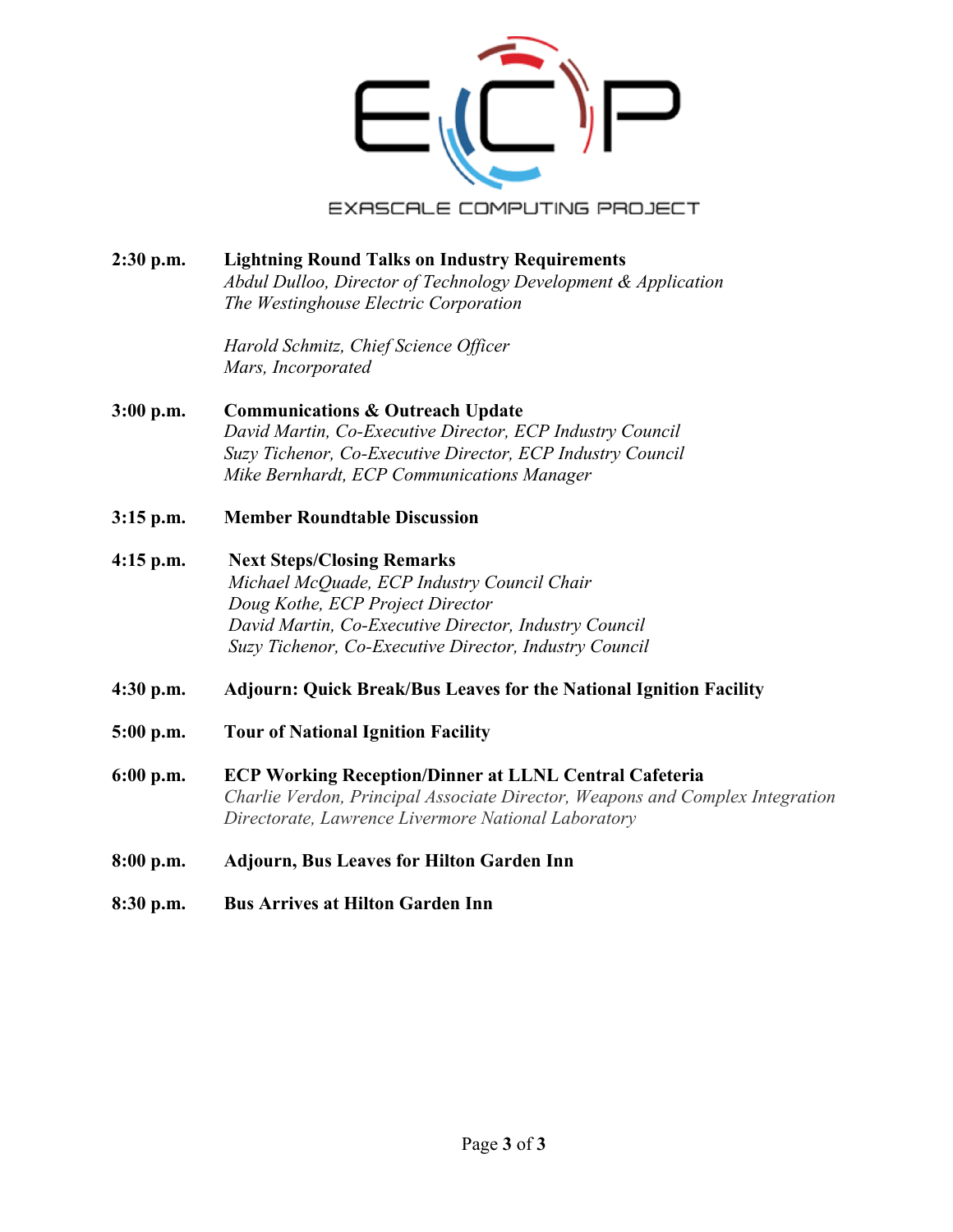EXASCALE COMPUTING PROJECT

**2:30 p.m.** **Lightning Round Talks on Industry Requirements**
*Abdul Dulloo, Director of Technology Development & Application*
*The Westinghouse Electric Corporation*

*Harold Schmitz, Chief Science Officer*
*Mars, Incorporated*

**3:00 p.m.** **Communications & Outreach Update**
*David Martin, Co-Executive Director, ECP Industry Council*
*Suzy Tichenor, Co-Executive Director, ECP Industry Council*
*Mike Bernhardt, ECP Communications Manager*

**3:15 p.m.** **Member Roundtable Discussion**

**4:15 p.m.** **Next Steps/Closing Remarks**
*Michael McQuade, ECP Industry Council Chair*
*Doug Kothe, ECP Project Director*
*David Martin, Co-Executive Director, Industry Council*
*Suzy Tichenor, Co-Executive Director, Industry Council*

**4:30 p.m.** **Adjourn: Quick Break/Bus Leaves for the National Ignition Facility**

**5:00 p.m.** **Tour of National Ignition Facility**

**6:00 p.m.** **ECP Working Reception/Dinner at LLNL Central Cafeteria**
*Charlie Verdon, Principal Associate Director, Weapons and Complex Integration Directorate, Lawrence Livermore National Laboratory*

**8:00 p.m.** **Adjourn, Bus Leaves for Hilton Garden Inn**

**8:30 p.m.** **Bus Arrives at Hilton Garden Inn**